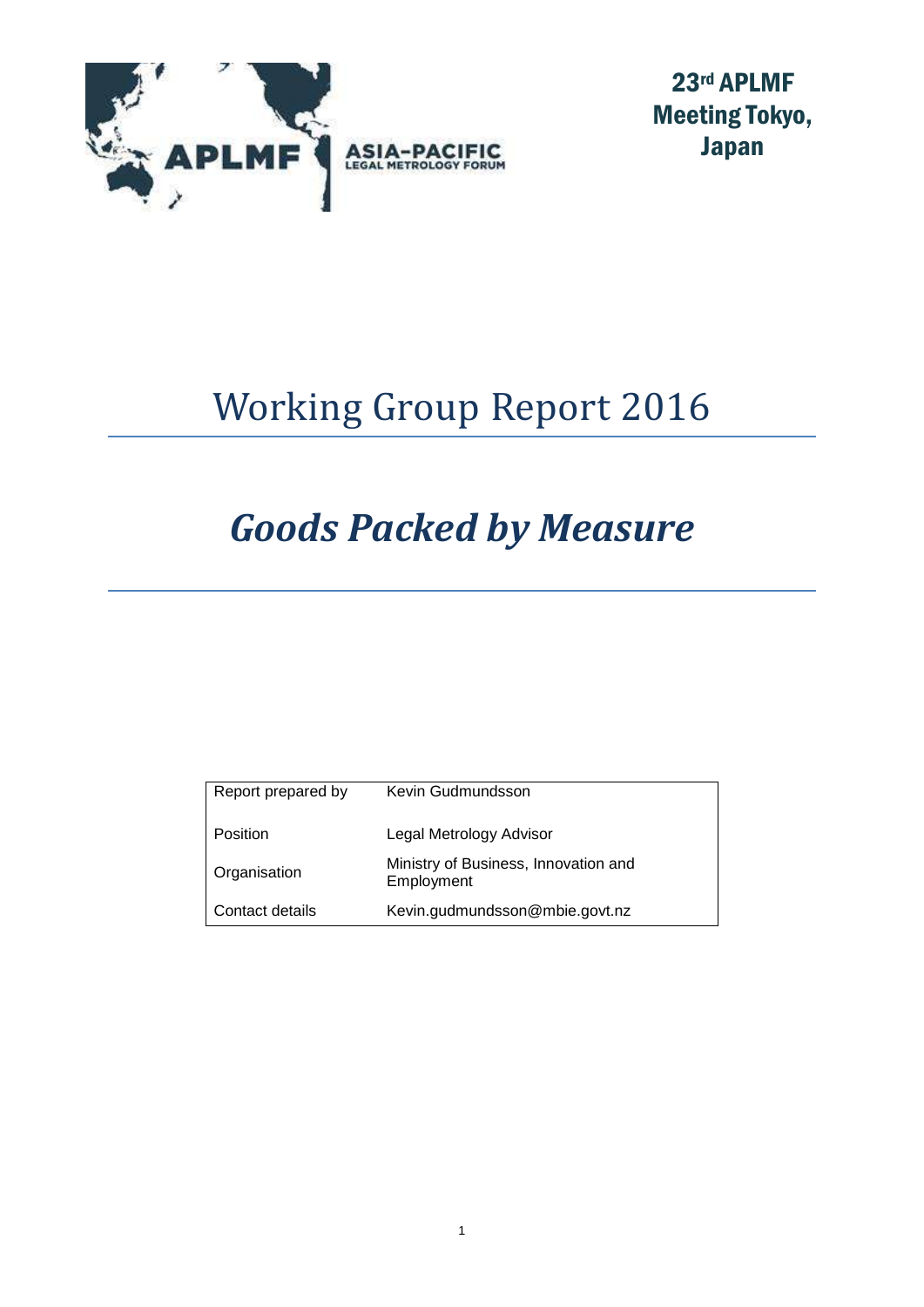APLMF ASIA-PACIFIC LEGAL METROLOGY FORUM

23rd APLMF Meeting Tokyo, Japan

# Working Group Report 2016

# *Goods Packed by Measure*

| Report prepared by | Kevin Gudmundsson |
|---|---|
| Position | Legal Metrology Advisor |
| Organisation | Ministry of Business, Innovation and Employment |
| Contact details | Kevin.gudmundsson@mbie.govt.nz |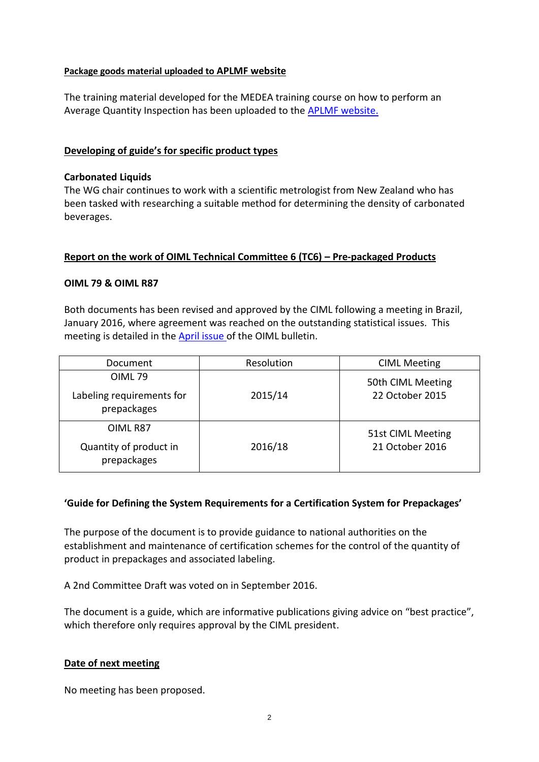**Package goods material uploaded to APLMF website**

The training material developed for the MEDEA training course on how to perform an Average Quantity Inspection has been uploaded to the APLMF website.

**Developing of guide's for specific product types**

**Carbonated Liquids**

The WG chair continues to work with a scientific metrologist from New Zealand who has been tasked with researching a suitable method for determining the density of carbonated beverages.

**Report on the work of OIML Technical Committee 6 (TC6) – Pre-packaged Products**

**OIML 79 & OIML R87**

Both documents has been revised and approved by the CIML following a meeting in Brazil, January 2016, where agreement was reached on the outstanding statistical issues. This meeting is detailed in the April issue of the OIML bulletin.

| Document | Resolution | CIML Meeting |
|---|---|---|
| OIML 79<br><br>Labeling requirements for prepackages | 2015/14 | 50th CIML Meeting 22 October 2015 |
| OIML R87<br><br>Quantity of product in prepackages | 2016/18 | 51st CIML Meeting 21 October 2016 |

**'Guide for Defining the System Requirements for a Certification System for Prepackages'**

The purpose of the document is to provide guidance to national authorities on the establishment and maintenance of certification schemes for the control of the quantity of product in prepackages and associated labeling.

A 2nd Committee Draft was voted on in September 2016.

The document is a guide, which are informative publications giving advice on "best practice", which therefore only requires approval by the CIML president.

**Date of next meeting**

No meeting has been proposed.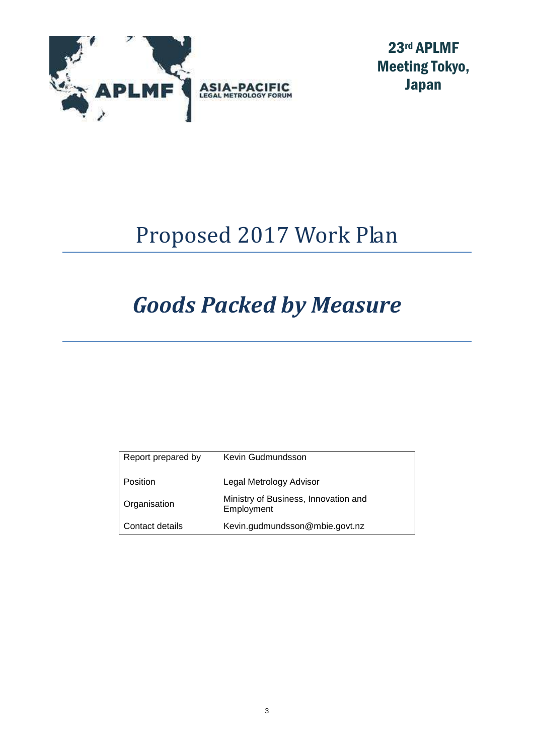ASIA-PACIFIC LEGAL METROLOGY FORUM

**23rd APLMF Meeting Tokyo, Japan**

# Proposed 2017 Work Plan

# ***Goods Packed by Measure***

| Report prepared by | Kevin Gudmundsson |
|---|---|
| Position | Legal Metrology Advisor |
| Organisation | Ministry of Business, Innovation and Employment |
| Contact details | Kevin.gudmundsson@mbie.govt.nz |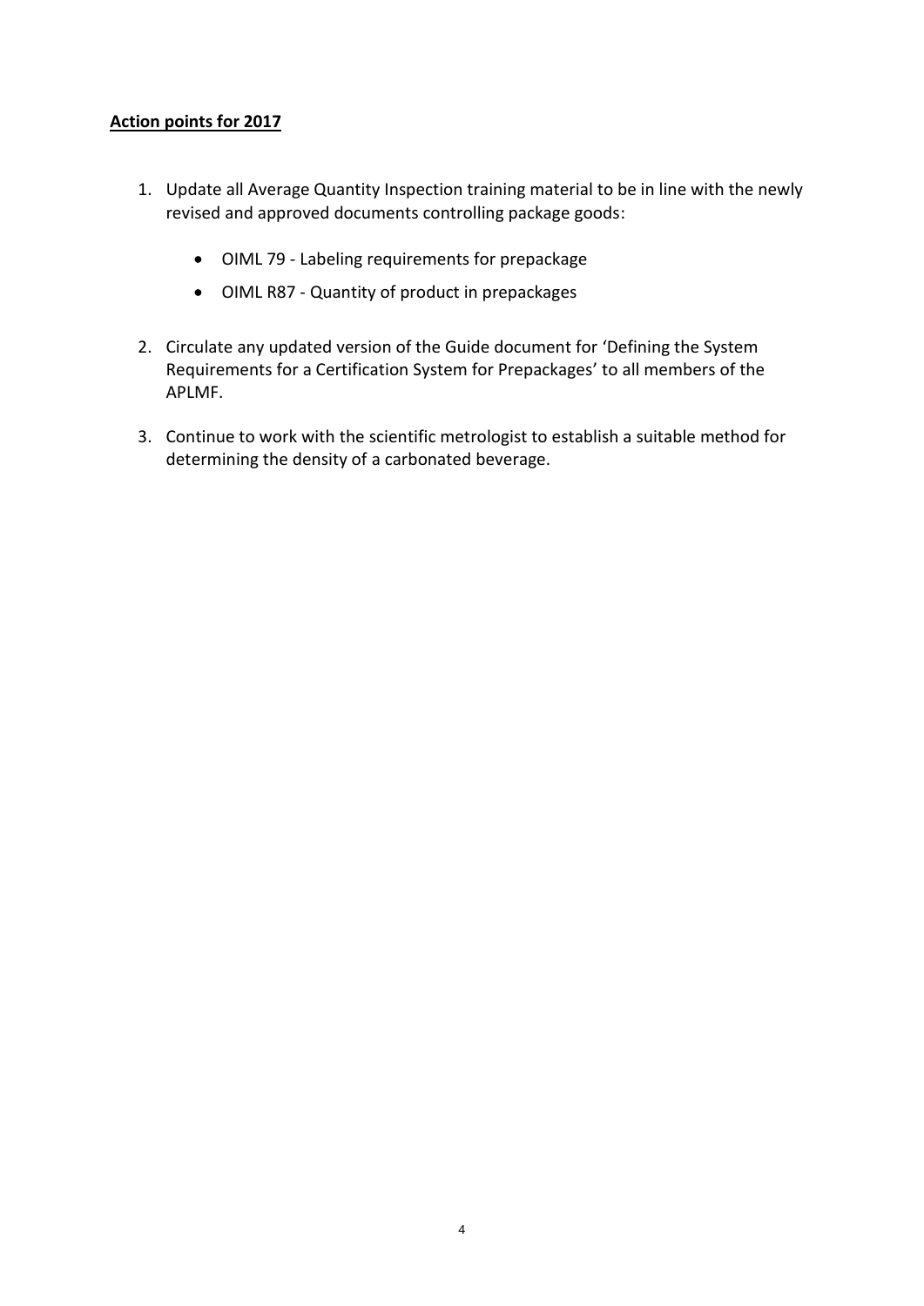**Action points for 2017**

1. Update all Average Quantity Inspection training material to be in line with the newly revised and approved documents controlling package goods:

   - OIML 79 - Labeling requirements for prepackage
   - OIML R87 - Quantity of product in prepackages

2. Circulate any updated version of the Guide document for 'Defining the System Requirements for a Certification System for Prepackages' to all members of the APLMF.

3. Continue to work with the scientific metrologist to establish a suitable method for determining the density of a carbonated beverage.